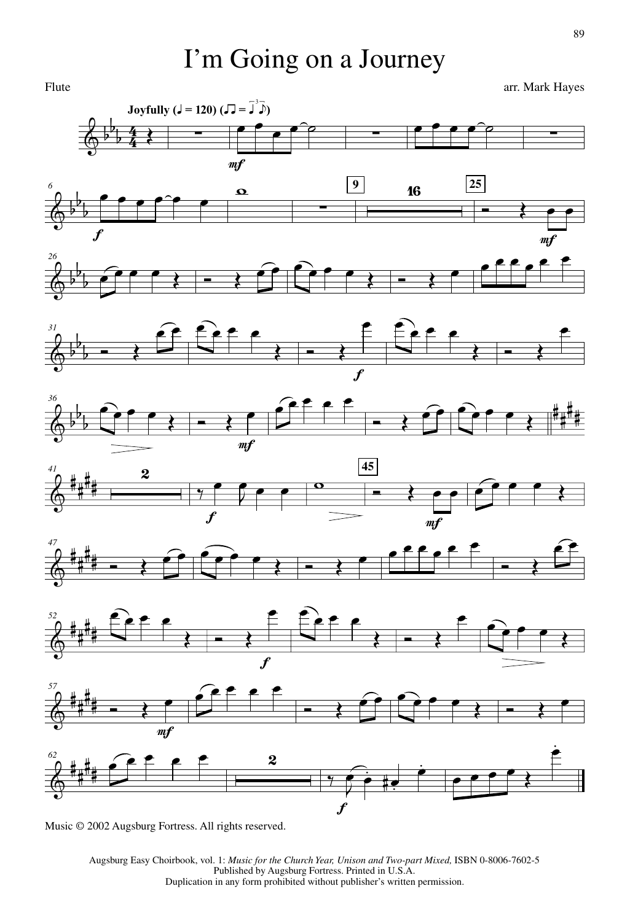# I'm Going on a Journey

Flute

arr. Mark Hayes

Music © 2002 Augsburg Fortress. All rights reserved.

Augsburg Easy Choirbook, vol. 1: *Music for the Church Year, Unison and Two-part Mixed,* ISBN 0-8006-7602-5
Published by Augsburg Fortress. Printed in U.S.A.
Duplication in any form prohibited without publisher's written permission.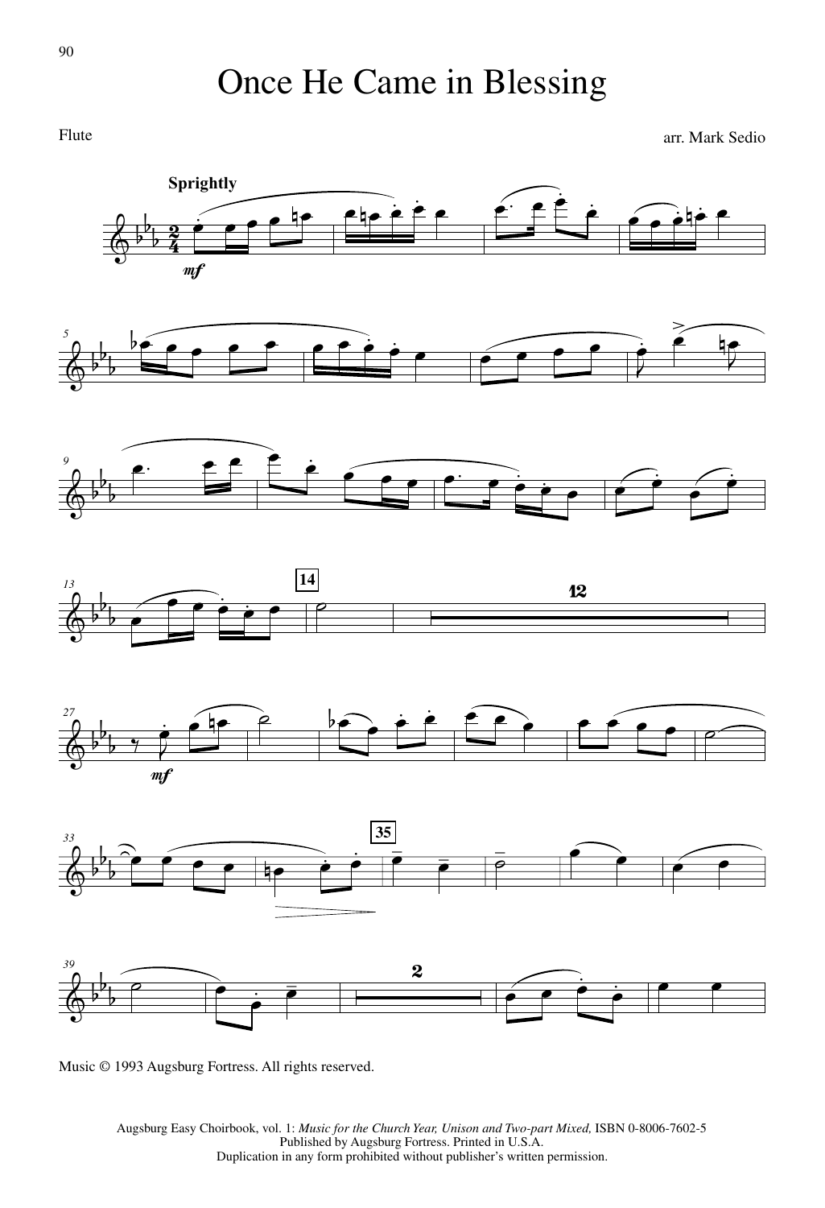# Once He Came in Blessing

Flute

arr. Mark Sedio

Music © 1993 Augsburg Fortress. All rights reserved.

Augsburg Easy Choirbook, vol. 1: *Music for the Church Year, Unison and Two-part Mixed,* ISBN 0-8006-7602-5
Published by Augsburg Fortress. Printed in U.S.A.
Duplication in any form prohibited without publisher's written permission.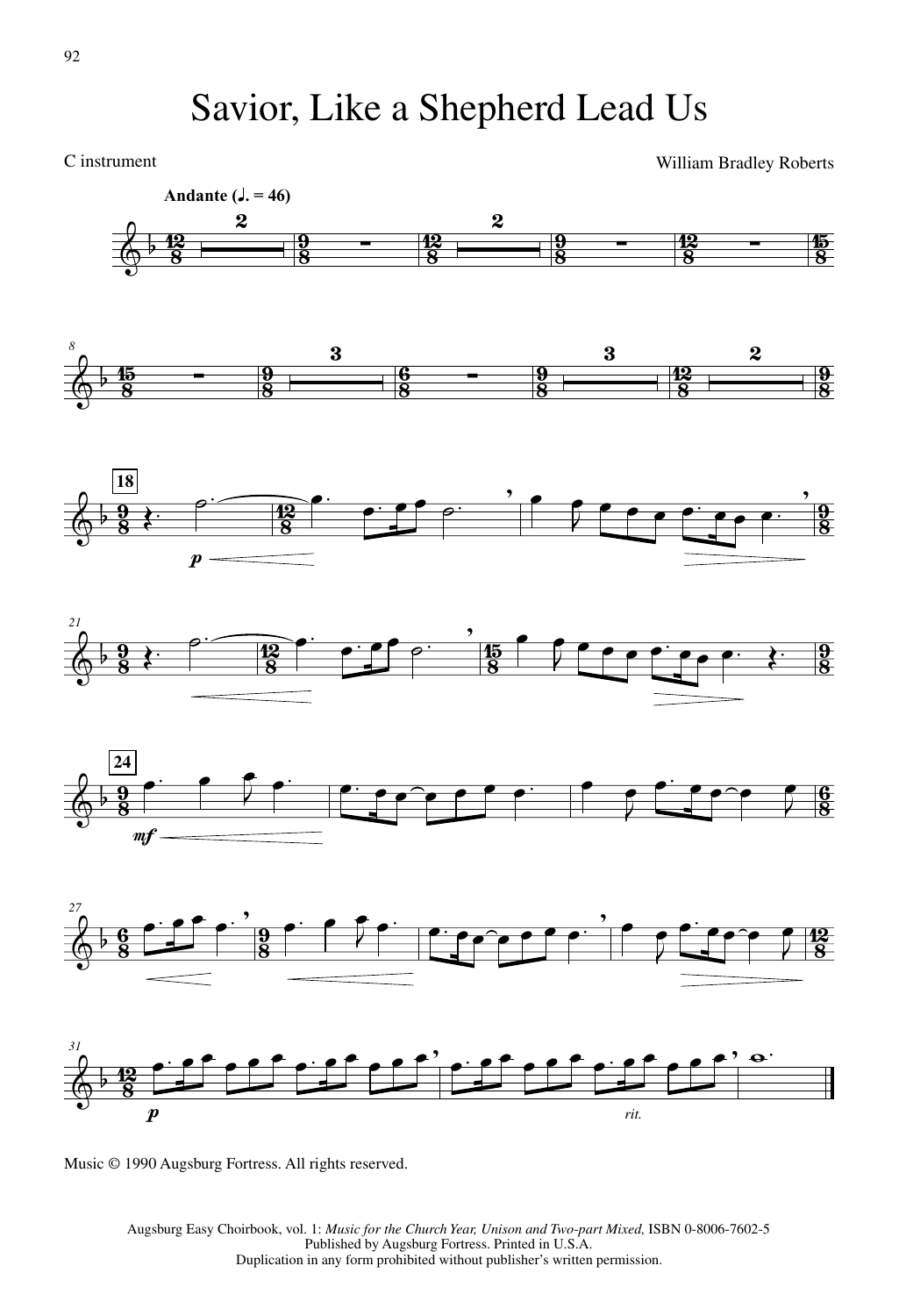# Savior, Like a Shepherd Lead Us

C instrument

William Bradley Roberts

**Andante** (♩. = 46)

Music © 1990 Augsburg Fortress. All rights reserved.

Augsburg Easy Choirbook, vol. 1: *Music for the Church Year, Unison and Two-part Mixed,* ISBN 0-8006-7602-5
Published by Augsburg Fortress. Printed in U.S.A.
Duplication in any form prohibited without publisher's written permission.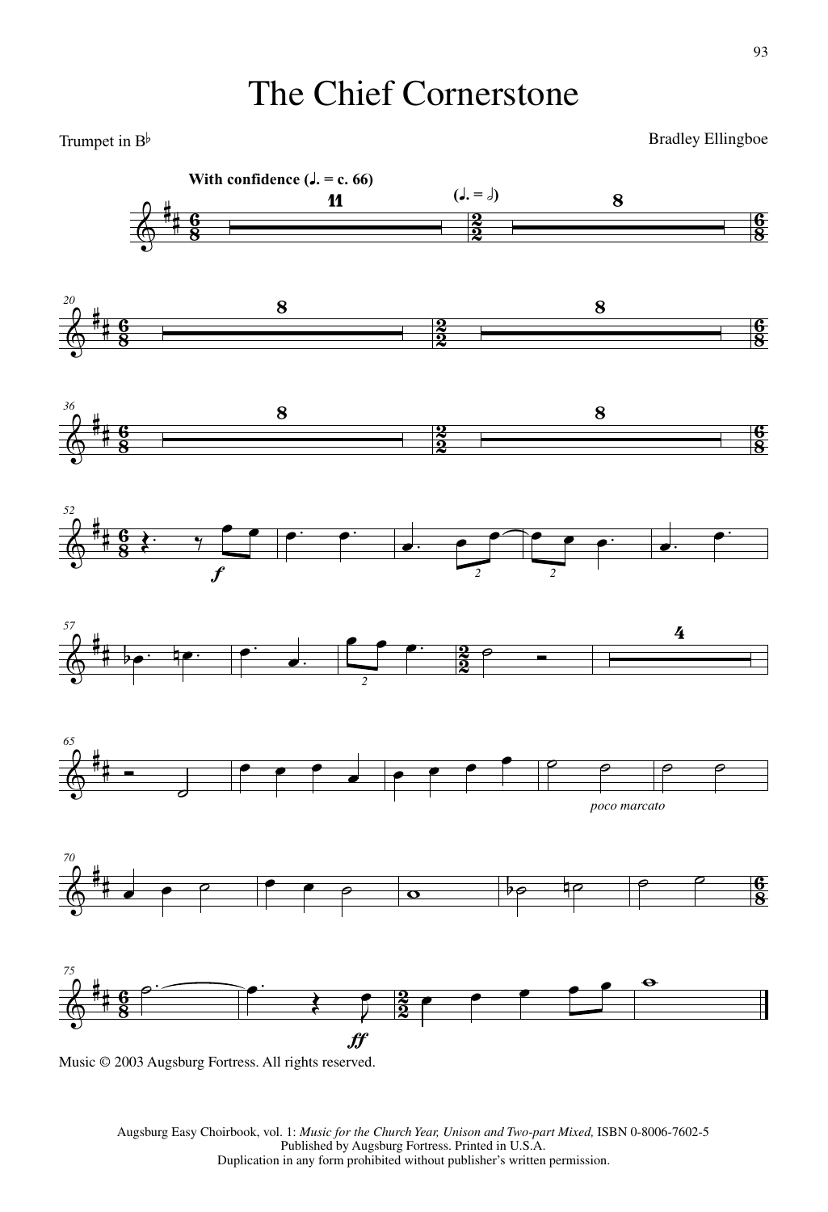# The Chief Cornerstone

Trumpet in B♭

Bradley Ellingboe

**With confidence** (♩. = c. 66)

(♩. = 𝅗𝅥)

*poco marcato*

Music © 2003 Augsburg Fortress. All rights reserved.

Augsburg Easy Choirbook, vol. 1: *Music for the Church Year, Unison and Two-part Mixed,* ISBN 0-8006-7602-5
Published by Augsburg Fortress. Printed in U.S.A.
Duplication in any form prohibited without publisher's written permission.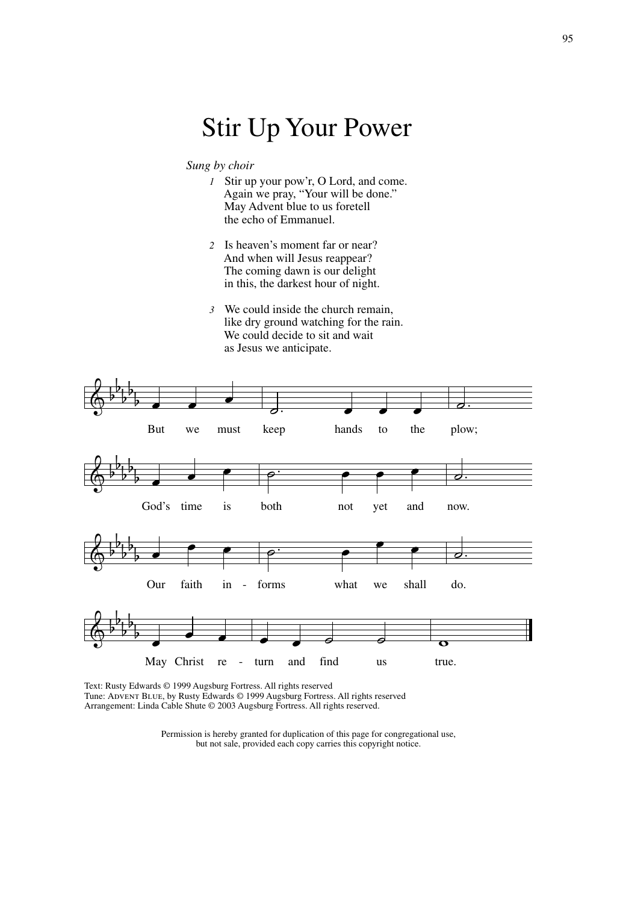# Stir Up Your Power

*Sung by choir*

*1* Stir up your pow'r, O Lord, and come.
Again we pray, "Your will be done."
May Advent blue to us foretell
the echo of Emmanuel.

*2* Is heaven's moment far or near?
And when will Jesus reappear?
The coming dawn is our delight
in this, the darkest hour of night.

*3* We could inside the church remain,
like dry ground watching for the rain.
We could decide to sit and wait
as Jesus we anticipate.

But we must keep hands to the plow;
God's time is both not yet and now.
Our faith in - forms what we shall do.
May Christ re - turn and find us true.

Text: Rusty Edwards © 1999 Augsburg Fortress. All rights reserved
Tune: ADVENT BLUE, by Rusty Edwards © 1999 Augsburg Fortress. All rights reserved
Arrangement: Linda Cable Shute © 2003 Augsburg Fortress. All rights reserved.

Permission is hereby granted for duplication of this page for congregational use, but not sale, provided each copy carries this copyright notice.